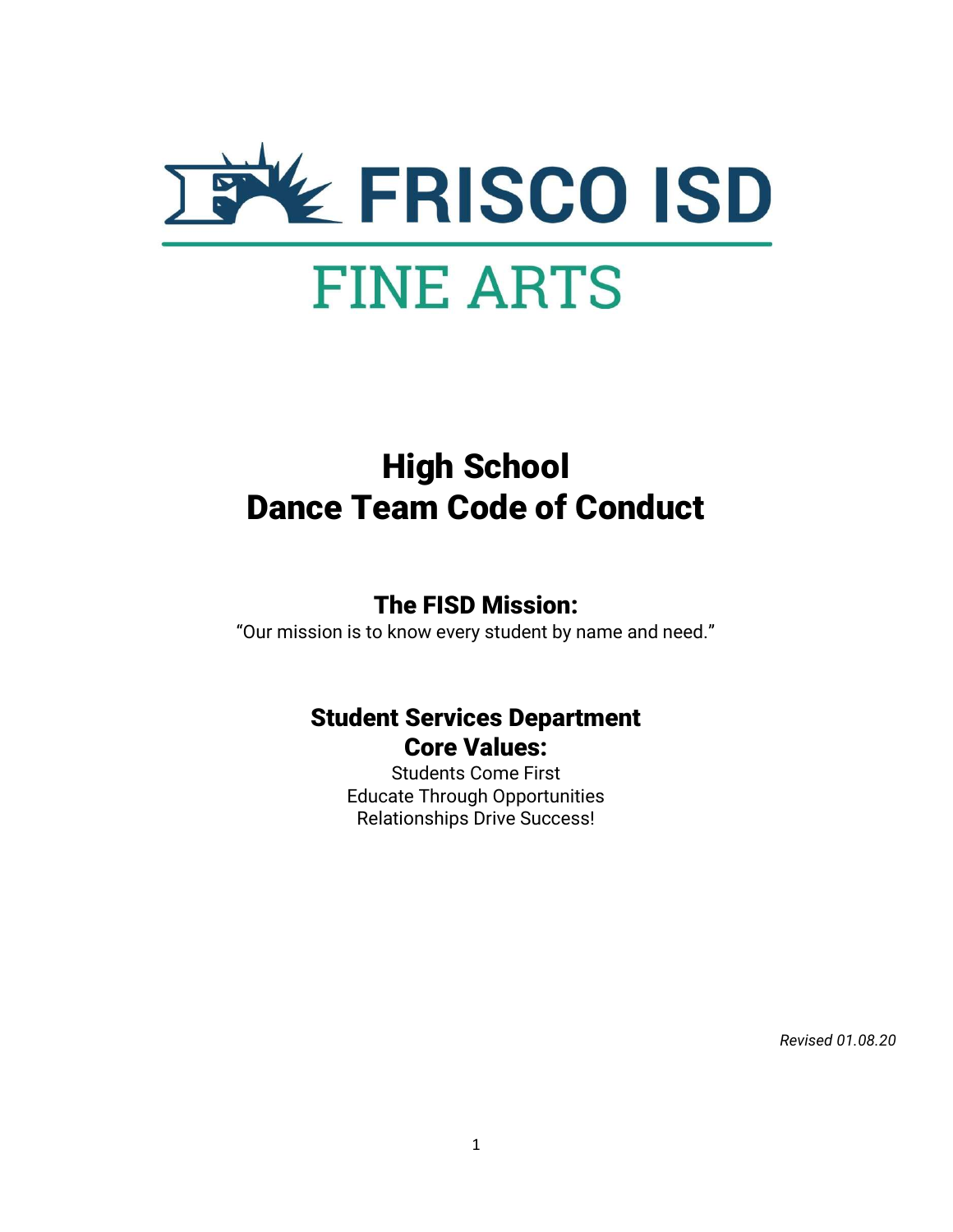# FRISCO ISD

## FINE ARTS

# High School
# Dance Team Code of Conduct

## The FISD Mission:

"Our mission is to know every student by name and need."

## Student Services Department
## Core Values:

Students Come First
Educate Through Opportunities
Relationships Drive Success!

*Revised 01.08.20*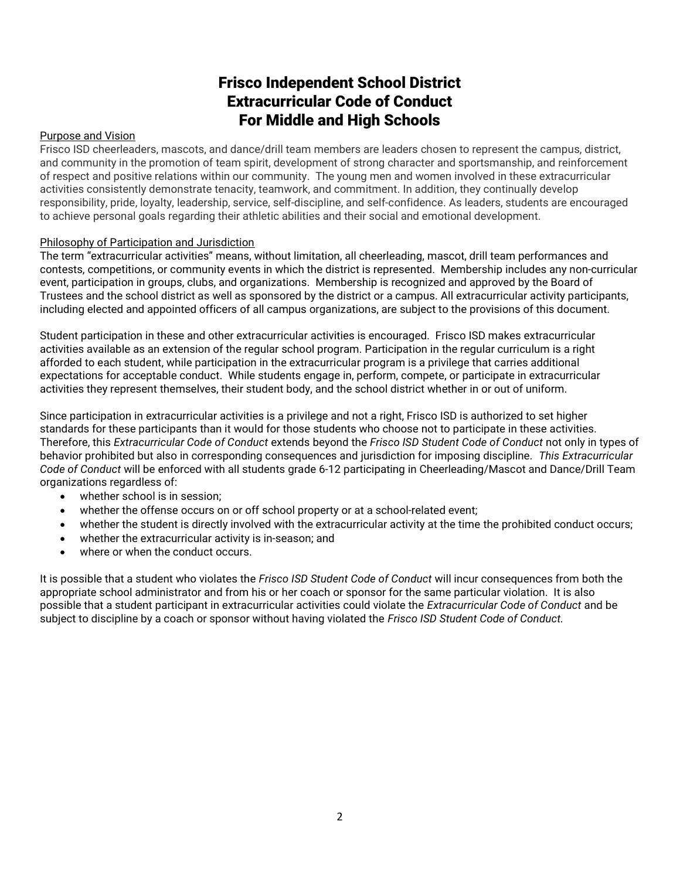# Frisco Independent School District
# Extracurricular Code of Conduct
# For Middle and High Schools

<u>Purpose and Vision</u>

Frisco ISD cheerleaders, mascots, and dance/drill team members are leaders chosen to represent the campus, district, and community in the promotion of team spirit, development of strong character and sportsmanship, and reinforcement of respect and positive relations within our community. The young men and women involved in these extracurricular activities consistently demonstrate tenacity, teamwork, and commitment. In addition, they continually develop responsibility, pride, loyalty, leadership, service, self-discipline, and self-confidence. As leaders, students are encouraged to achieve personal goals regarding their athletic abilities and their social and emotional development.

<u>Philosophy of Participation and Jurisdiction</u>

The term "extracurricular activities" means, without limitation, all cheerleading, mascot, drill team performances and contests, competitions, or community events in which the district is represented. Membership includes any non-curricular event, participation in groups, clubs, and organizations. Membership is recognized and approved by the Board of Trustees and the school district as well as sponsored by the district or a campus. All extracurricular activity participants, including elected and appointed officers of all campus organizations, are subject to the provisions of this document.

Student participation in these and other extracurricular activities is encouraged. Frisco ISD makes extracurricular activities available as an extension of the regular school program. Participation in the regular curriculum is a right afforded to each student, while participation in the extracurricular program is a privilege that carries additional expectations for acceptable conduct. While students engage in, perform, compete, or participate in extracurricular activities they represent themselves, their student body, and the school district whether in or out of uniform.

Since participation in extracurricular activities is a privilege and not a right, Frisco ISD is authorized to set higher standards for these participants than it would for those students who choose not to participate in these activities. Therefore, this *Extracurricular Code of Conduct* extends beyond the *Frisco ISD Student Code of Conduct* not only in types of behavior prohibited but also in corresponding consequences and jurisdiction for imposing discipline. *This Extracurricular Code of Conduct* will be enforced with all students grade 6-12 participating in Cheerleading/Mascot and Dance/Drill Team organizations regardless of:

- whether school is in session;
- whether the offense occurs on or off school property or at a school-related event;
- whether the student is directly involved with the extracurricular activity at the time the prohibited conduct occurs;
- whether the extracurricular activity is in-season; and
- where or when the conduct occurs.

It is possible that a student who violates the *Frisco ISD Student Code of Conduct* will incur consequences from both the appropriate school administrator and from his or her coach or sponsor for the same particular violation. It is also possible that a student participant in extracurricular activities could violate the *Extracurricular Code of Conduct* and be subject to discipline by a coach or sponsor without having violated the *Frisco ISD Student Code of Conduct.*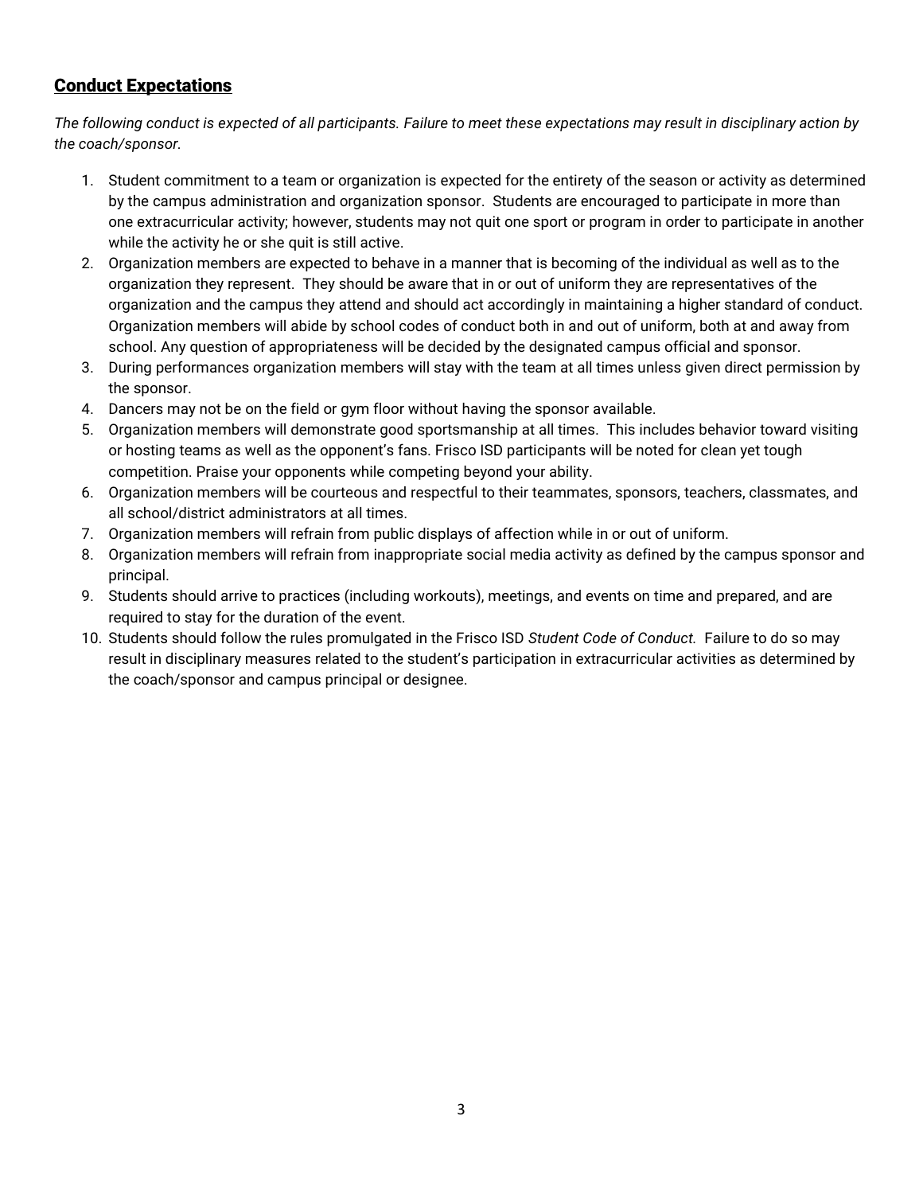## Conduct Expectations

*The following conduct is expected of all participants. Failure to meet these expectations may result in disciplinary action by the coach/sponsor.*

1. Student commitment to a team or organization is expected for the entirety of the season or activity as determined by the campus administration and organization sponsor. Students are encouraged to participate in more than one extracurricular activity; however, students may not quit one sport or program in order to participate in another while the activity he or she quit is still active.
2. Organization members are expected to behave in a manner that is becoming of the individual as well as to the organization they represent. They should be aware that in or out of uniform they are representatives of the organization and the campus they attend and should act accordingly in maintaining a higher standard of conduct. Organization members will abide by school codes of conduct both in and out of uniform, both at and away from school. Any question of appropriateness will be decided by the designated campus official and sponsor.
3. During performances organization members will stay with the team at all times unless given direct permission by the sponsor.
4. Dancers may not be on the field or gym floor without having the sponsor available.
5. Organization members will demonstrate good sportsmanship at all times. This includes behavior toward visiting or hosting teams as well as the opponent's fans. Frisco ISD participants will be noted for clean yet tough competition. Praise your opponents while competing beyond your ability.
6. Organization members will be courteous and respectful to their teammates, sponsors, teachers, classmates, and all school/district administrators at all times.
7. Organization members will refrain from public displays of affection while in or out of uniform.
8. Organization members will refrain from inappropriate social media activity as defined by the campus sponsor and principal.
9. Students should arrive to practices (including workouts), meetings, and events on time and prepared, and are required to stay for the duration of the event.
10. Students should follow the rules promulgated in the Frisco ISD *Student Code of Conduct.* Failure to do so may result in disciplinary measures related to the student's participation in extracurricular activities as determined by the coach/sponsor and campus principal or designee.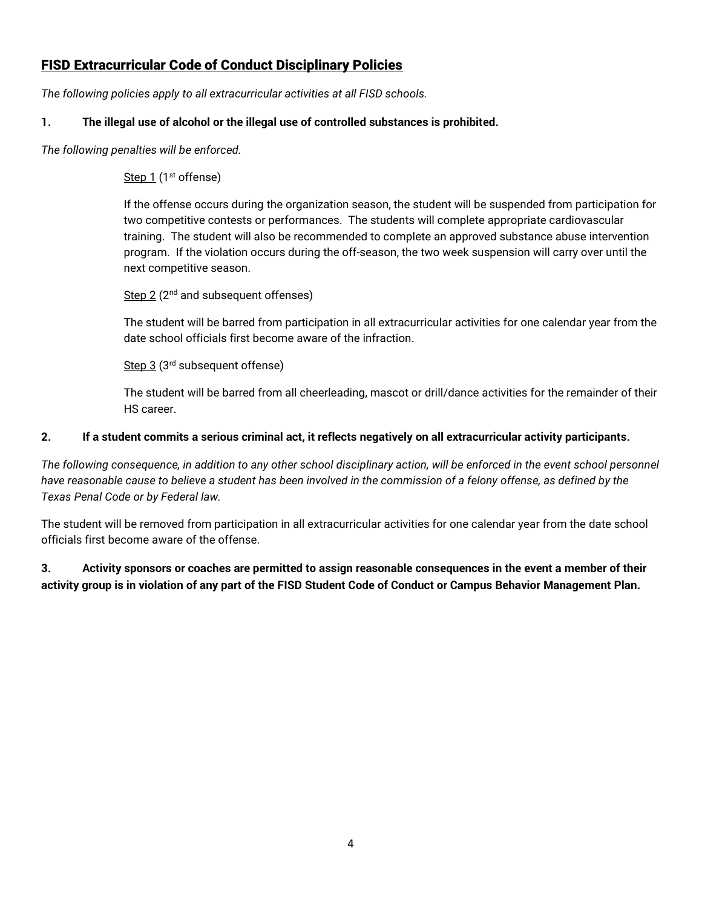## FISD Extracurricular Code of Conduct Disciplinary Policies

*The following policies apply to all extracurricular activities at all FISD schools.*

**1. The illegal use of alcohol or the illegal use of controlled substances is prohibited.**

*The following penalties will be enforced.*

Step 1 (1st offense)

If the offense occurs during the organization season, the student will be suspended from participation for two competitive contests or performances. The students will complete appropriate cardiovascular training. The student will also be recommended to complete an approved substance abuse intervention program. If the violation occurs during the off-season, the two week suspension will carry over until the next competitive season.

Step 2 (2nd and subsequent offenses)

The student will be barred from participation in all extracurricular activities for one calendar year from the date school officials first become aware of the infraction.

Step 3 (3rd subsequent offense)

The student will be barred from all cheerleading, mascot or drill/dance activities for the remainder of their HS career.

**2. If a student commits a serious criminal act, it reflects negatively on all extracurricular activity participants.**

*The following consequence, in addition to any other school disciplinary action, will be enforced in the event school personnel have reasonable cause to believe a student has been involved in the commission of a felony offense, as defined by the Texas Penal Code or by Federal law.*

The student will be removed from participation in all extracurricular activities for one calendar year from the date school officials first become aware of the offense.

**3. Activity sponsors or coaches are permitted to assign reasonable consequences in the event a member of their activity group is in violation of any part of the FISD Student Code of Conduct or Campus Behavior Management Plan.**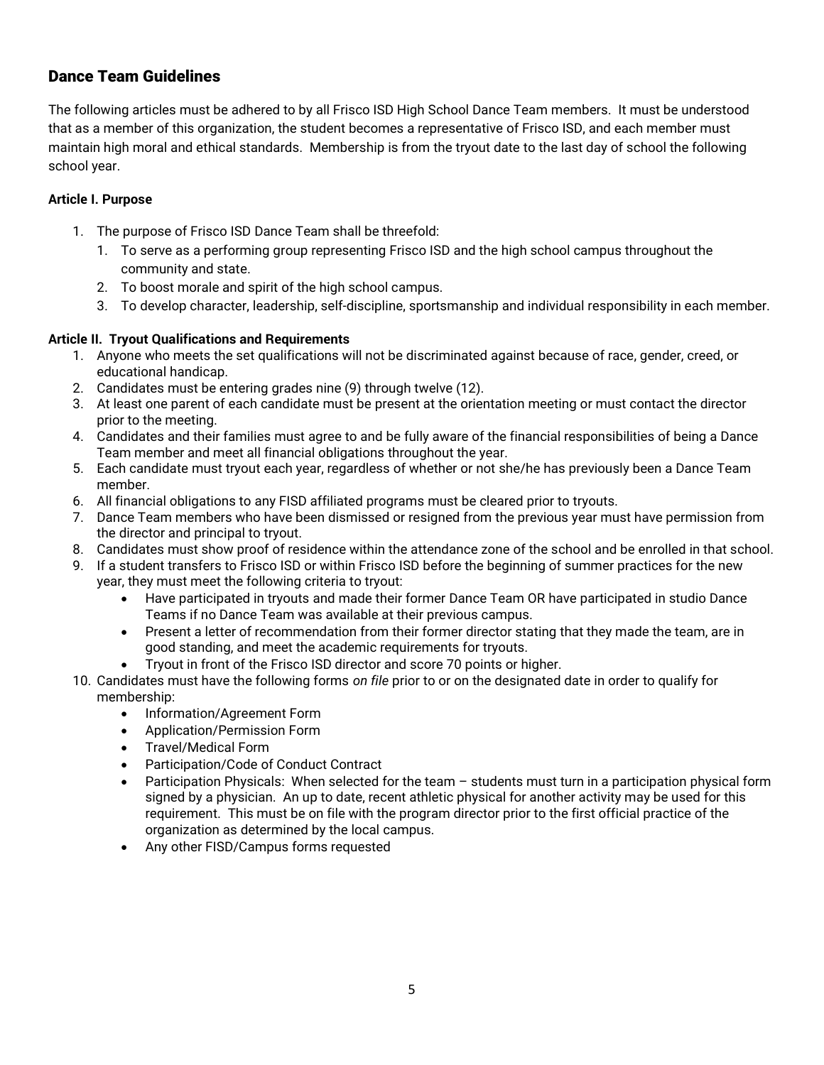## Dance Team Guidelines

The following articles must be adhered to by all Frisco ISD High School Dance Team members. It must be understood that as a member of this organization, the student becomes a representative of Frisco ISD, and each member must maintain high moral and ethical standards. Membership is from the tryout date to the last day of school the following school year.

**Article I. Purpose**

1. The purpose of Frisco ISD Dance Team shall be threefold:
    1. To serve as a performing group representing Frisco ISD and the high school campus throughout the community and state.
    2. To boost morale and spirit of the high school campus.
    3. To develop character, leadership, self-discipline, sportsmanship and individual responsibility in each member.

**Article II. Tryout Qualifications and Requirements**

1. Anyone who meets the set qualifications will not be discriminated against because of race, gender, creed, or educational handicap.
2. Candidates must be entering grades nine (9) through twelve (12).
3. At least one parent of each candidate must be present at the orientation meeting or must contact the director prior to the meeting.
4. Candidates and their families must agree to and be fully aware of the financial responsibilities of being a Dance Team member and meet all financial obligations throughout the year.
5. Each candidate must tryout each year, regardless of whether or not she/he has previously been a Dance Team member.
6. All financial obligations to any FISD affiliated programs must be cleared prior to tryouts.
7. Dance Team members who have been dismissed or resigned from the previous year must have permission from the director and principal to tryout.
8. Candidates must show proof of residence within the attendance zone of the school and be enrolled in that school.
9. If a student transfers to Frisco ISD or within Frisco ISD before the beginning of summer practices for the new year, they must meet the following criteria to tryout:
    - Have participated in tryouts and made their former Dance Team OR have participated in studio Dance Teams if no Dance Team was available at their previous campus.
    - Present a letter of recommendation from their former director stating that they made the team, are in good standing, and meet the academic requirements for tryouts.
    - Tryout in front of the Frisco ISD director and score 70 points or higher.
10. Candidates must have the following forms *on file* prior to or on the designated date in order to qualify for membership:
    - Information/Agreement Form
    - Application/Permission Form
    - Travel/Medical Form
    - Participation/Code of Conduct Contract
    - Participation Physicals: When selected for the team – students must turn in a participation physical form signed by a physician. An up to date, recent athletic physical for another activity may be used for this requirement. This must be on file with the program director prior to the first official practice of the organization as determined by the local campus.
    - Any other FISD/Campus forms requested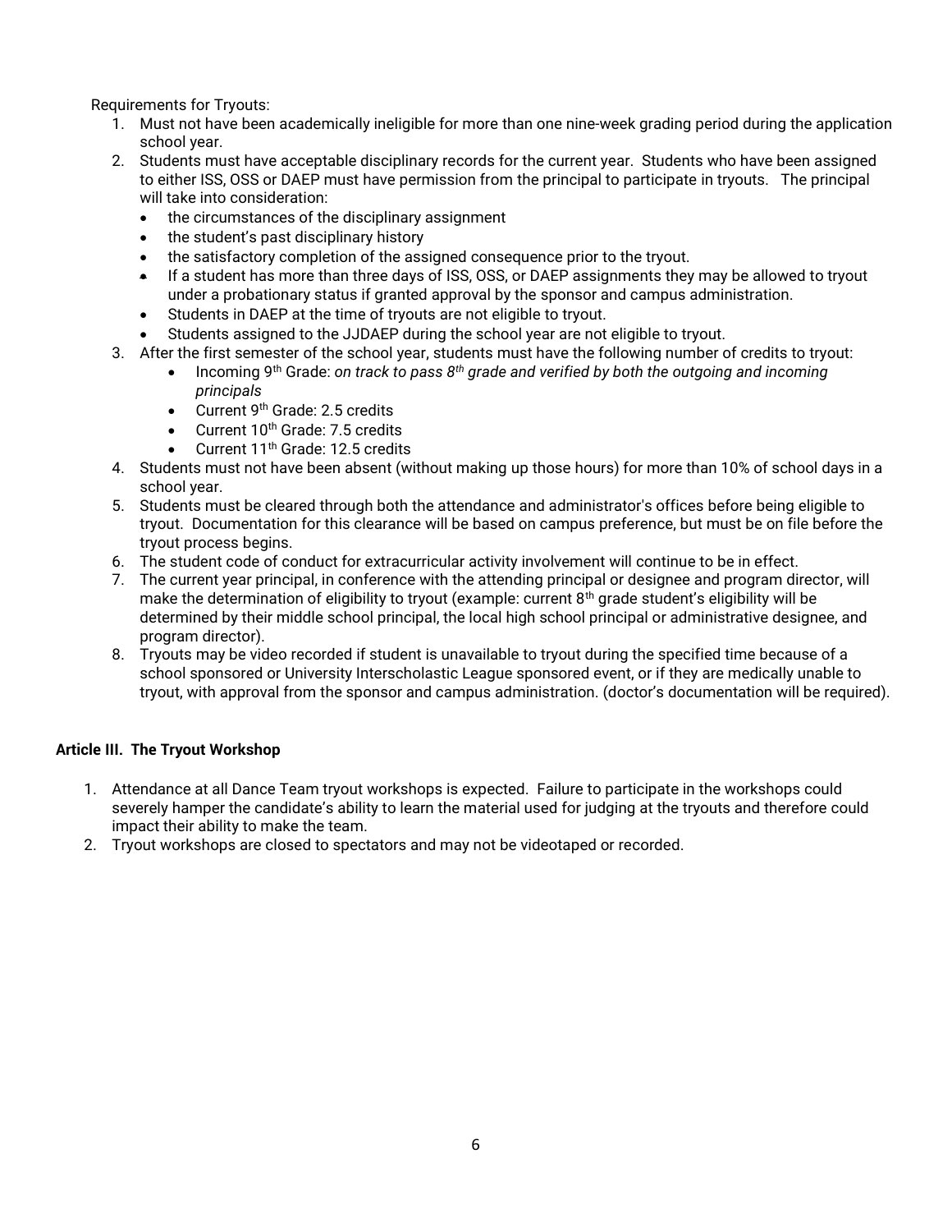Requirements for Tryouts:

1. Must not have been academically ineligible for more than one nine-week grading period during the application school year.
2. Students must have acceptable disciplinary records for the current year. Students who have been assigned to either ISS, OSS or DAEP must have permission from the principal to participate in tryouts. The principal will take into consideration:
   - the circumstances of the disciplinary assignment
   - the student's past disciplinary history
   - the satisfactory completion of the assigned consequence prior to the tryout.
   - If a student has more than three days of ISS, OSS, or DAEP assignments they may be allowed to tryout under a probationary status if granted approval by the sponsor and campus administration.
   - Students in DAEP at the time of tryouts are not eligible to tryout.
   - Students assigned to the JJDAEP during the school year are not eligible to tryout.
3. After the first semester of the school year, students must have the following number of credits to tryout:
   - Incoming 9th Grade: *on track to pass 8th grade and verified by both the outgoing and incoming principals*
   - Current 9th Grade: 2.5 credits
   - Current 10th Grade: 7.5 credits
   - Current 11th Grade: 12.5 credits
4. Students must not have been absent (without making up those hours) for more than 10% of school days in a school year.
5. Students must be cleared through both the attendance and administrator's offices before being eligible to tryout. Documentation for this clearance will be based on campus preference, but must be on file before the tryout process begins.
6. The student code of conduct for extracurricular activity involvement will continue to be in effect.
7. The current year principal, in conference with the attending principal or designee and program director, will make the determination of eligibility to tryout (example: current 8th grade student's eligibility will be determined by their middle school principal, the local high school principal or administrative designee, and program director).
8. Tryouts may be video recorded if student is unavailable to tryout during the specified time because of a school sponsored or University Interscholastic League sponsored event, or if they are medically unable to tryout, with approval from the sponsor and campus administration. (doctor's documentation will be required).

**Article III. The Tryout Workshop**

1. Attendance at all Dance Team tryout workshops is expected. Failure to participate in the workshops could severely hamper the candidate's ability to learn the material used for judging at the tryouts and therefore could impact their ability to make the team.
2. Tryout workshops are closed to spectators and may not be videotaped or recorded.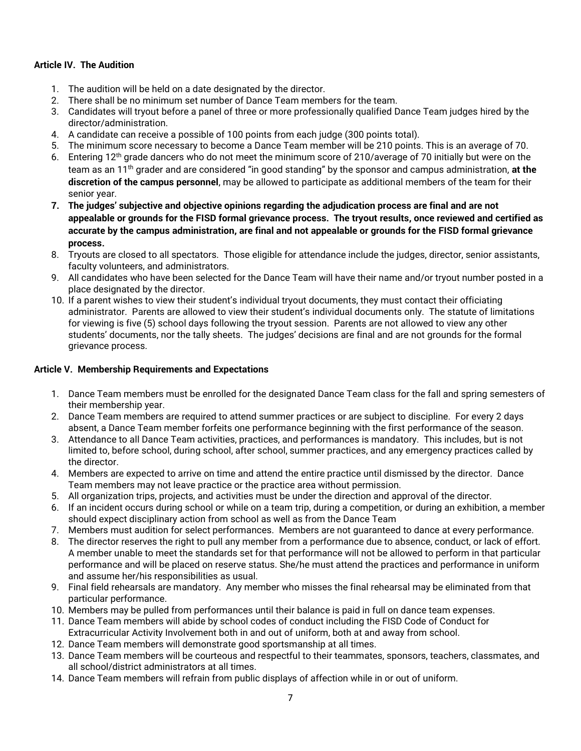**Article IV. The Audition**

1. The audition will be held on a date designated by the director.
2. There shall be no minimum set number of Dance Team members for the team.
3. Candidates will tryout before a panel of three or more professionally qualified Dance Team judges hired by the director/administration.
4. A candidate can receive a possible of 100 points from each judge (300 points total).
5. The minimum score necessary to become a Dance Team member will be 210 points. This is an average of 70.
6. Entering 12th grade dancers who do not meet the minimum score of 210/average of 70 initially but were on the team as an 11th grader and are considered "in good standing" by the sponsor and campus administration, **at the discretion of the campus personnel**, may be allowed to participate as additional members of the team for their senior year.
7. **The judges' subjective and objective opinions regarding the adjudication process are final and are not appealable or grounds for the FISD formal grievance process. The tryout results, once reviewed and certified as accurate by the campus administration, are final and not appealable or grounds for the FISD formal grievance process.**
8. Tryouts are closed to all spectators. Those eligible for attendance include the judges, director, senior assistants, faculty volunteers, and administrators.
9. All candidates who have been selected for the Dance Team will have their name and/or tryout number posted in a place designated by the director.
10. If a parent wishes to view their student's individual tryout documents, they must contact their officiating administrator. Parents are allowed to view their student's individual documents only. The statute of limitations for viewing is five (5) school days following the tryout session. Parents are not allowed to view any other students' documents, nor the tally sheets. The judges' decisions are final and are not grounds for the formal grievance process.

**Article V. Membership Requirements and Expectations**

1. Dance Team members must be enrolled for the designated Dance Team class for the fall and spring semesters of their membership year.
2. Dance Team members are required to attend summer practices or are subject to discipline. For every 2 days absent, a Dance Team member forfeits one performance beginning with the first performance of the season.
3. Attendance to all Dance Team activities, practices, and performances is mandatory. This includes, but is not limited to, before school, during school, after school, summer practices, and any emergency practices called by the director.
4. Members are expected to arrive on time and attend the entire practice until dismissed by the director. Dance Team members may not leave practice or the practice area without permission.
5. All organization trips, projects, and activities must be under the direction and approval of the director.
6. If an incident occurs during school or while on a team trip, during a competition, or during an exhibition, a member should expect disciplinary action from school as well as from the Dance Team
7. Members must audition for select performances. Members are not guaranteed to dance at every performance.
8. The director reserves the right to pull any member from a performance due to absence, conduct, or lack of effort. A member unable to meet the standards set for that performance will not be allowed to perform in that particular performance and will be placed on reserve status. She/he must attend the practices and performance in uniform and assume her/his responsibilities as usual.
9. Final field rehearsals are mandatory. Any member who misses the final rehearsal may be eliminated from that particular performance.
10. Members may be pulled from performances until their balance is paid in full on dance team expenses.
11. Dance Team members will abide by school codes of conduct including the FISD Code of Conduct for Extracurricular Activity Involvement both in and out of uniform, both at and away from school.
12. Dance Team members will demonstrate good sportsmanship at all times.
13. Dance Team members will be courteous and respectful to their teammates, sponsors, teachers, classmates, and all school/district administrators at all times.
14. Dance Team members will refrain from public displays of affection while in or out of uniform.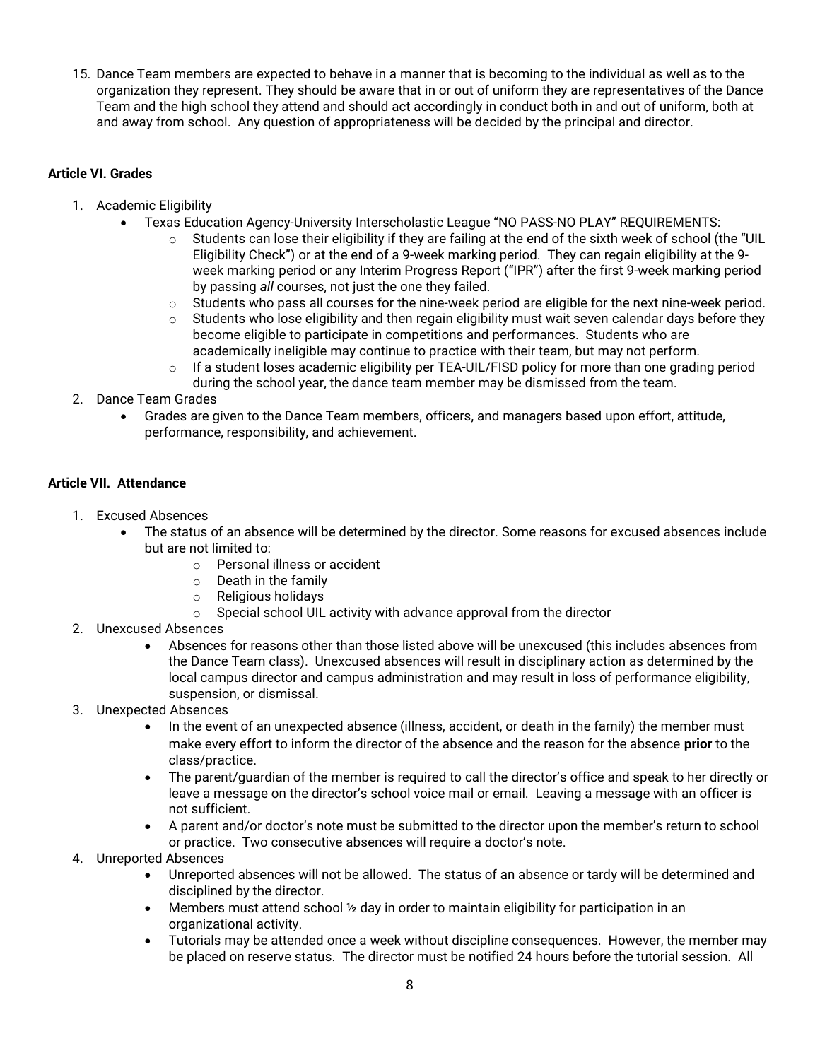15. Dance Team members are expected to behave in a manner that is becoming to the individual as well as to the organization they represent. They should be aware that in or out of uniform they are representatives of the Dance Team and the high school they attend and should act accordingly in conduct both in and out of uniform, both at and away from school. Any question of appropriateness will be decided by the principal and director.

**Article VI. Grades**

1. Academic Eligibility
   - Texas Education Agency-University Interscholastic League "NO PASS-NO PLAY" REQUIREMENTS:
     - Students can lose their eligibility if they are failing at the end of the sixth week of school (the "UIL Eligibility Check") or at the end of a 9-week marking period. They can regain eligibility at the 9-week marking period or any Interim Progress Report ("IPR") after the first 9-week marking period by passing *all* courses, not just the one they failed.
     - Students who pass all courses for the nine-week period are eligible for the next nine-week period.
     - Students who lose eligibility and then regain eligibility must wait seven calendar days before they become eligible to participate in competitions and performances. Students who are academically ineligible may continue to practice with their team, but may not perform.
     - If a student loses academic eligibility per TEA-UIL/FISD policy for more than one grading period during the school year, the dance team member may be dismissed from the team.
2. Dance Team Grades
   - Grades are given to the Dance Team members, officers, and managers based upon effort, attitude, performance, responsibility, and achievement.

**Article VII. Attendance**

1. Excused Absences
   - The status of an absence will be determined by the director. Some reasons for excused absences include but are not limited to:
     - Personal illness or accident
     - Death in the family
     - Religious holidays
     - Special school UIL activity with advance approval from the director
2. Unexcused Absences
   - Absences for reasons other than those listed above will be unexcused (this includes absences from the Dance Team class). Unexcused absences will result in disciplinary action as determined by the local campus director and campus administration and may result in loss of performance eligibility, suspension, or dismissal.
3. Unexpected Absences
   - In the event of an unexpected absence (illness, accident, or death in the family) the member must make every effort to inform the director of the absence and the reason for the absence **prior** to the class/practice.
   - The parent/guardian of the member is required to call the director's office and speak to her directly or leave a message on the director's school voice mail or email. Leaving a message with an officer is not sufficient.
   - A parent and/or doctor's note must be submitted to the director upon the member's return to school or practice. Two consecutive absences will require a doctor's note.
4. Unreported Absences
   - Unreported absences will not be allowed. The status of an absence or tardy will be determined and disciplined by the director.
   - Members must attend school ½ day in order to maintain eligibility for participation in an organizational activity.
   - Tutorials may be attended once a week without discipline consequences. However, the member may be placed on reserve status. The director must be notified 24 hours before the tutorial session. All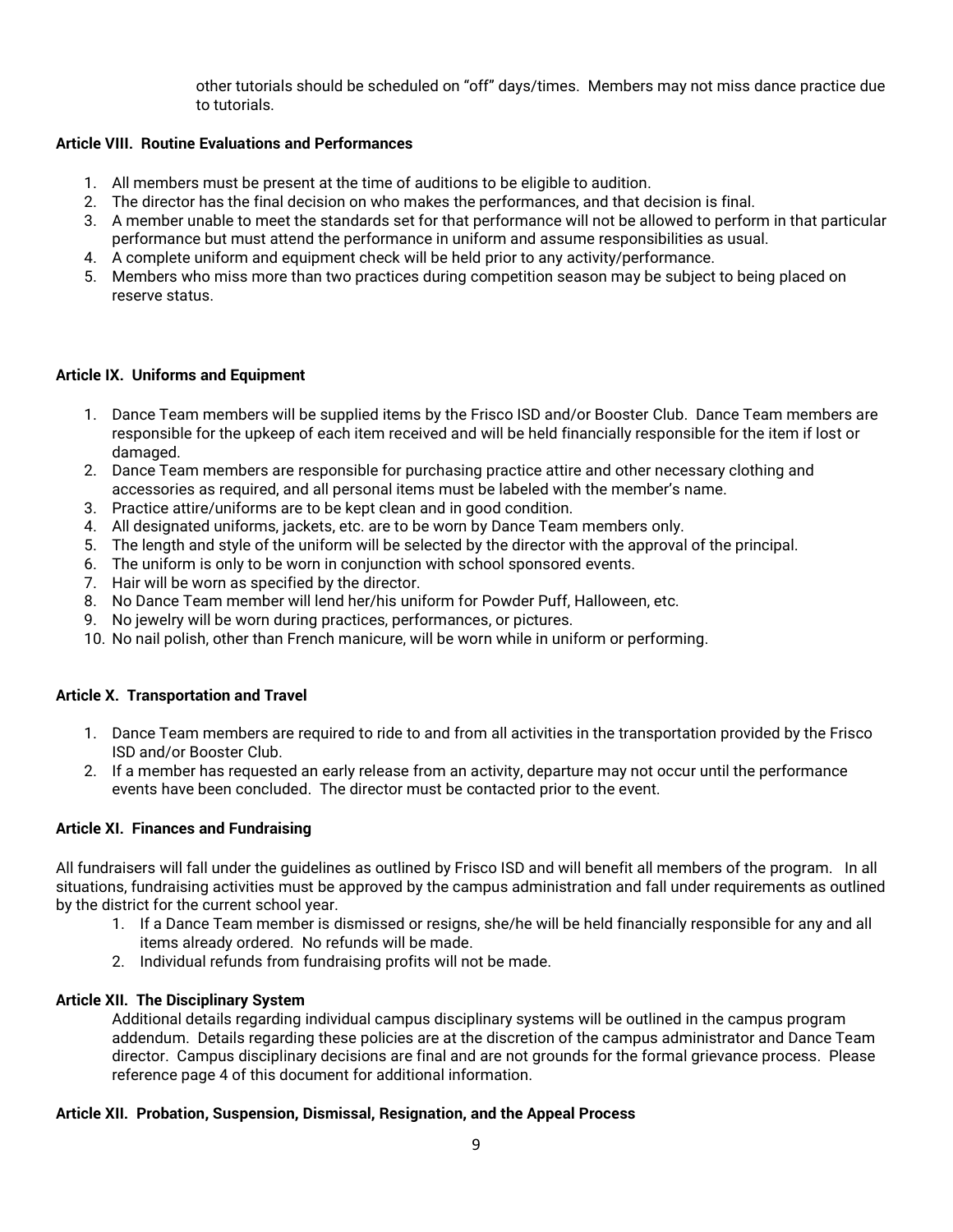other tutorials should be scheduled on "off" days/times. Members may not miss dance practice due to tutorials.

**Article VIII. Routine Evaluations and Performances**

1. All members must be present at the time of auditions to be eligible to audition.
2. The director has the final decision on who makes the performances, and that decision is final.
3. A member unable to meet the standards set for that performance will not be allowed to perform in that particular performance but must attend the performance in uniform and assume responsibilities as usual.
4. A complete uniform and equipment check will be held prior to any activity/performance.
5. Members who miss more than two practices during competition season may be subject to being placed on reserve status.

**Article IX. Uniforms and Equipment**

1. Dance Team members will be supplied items by the Frisco ISD and/or Booster Club. Dance Team members are responsible for the upkeep of each item received and will be held financially responsible for the item if lost or damaged.
2. Dance Team members are responsible for purchasing practice attire and other necessary clothing and accessories as required, and all personal items must be labeled with the member's name.
3. Practice attire/uniforms are to be kept clean and in good condition.
4. All designated uniforms, jackets, etc. are to be worn by Dance Team members only.
5. The length and style of the uniform will be selected by the director with the approval of the principal.
6. The uniform is only to be worn in conjunction with school sponsored events.
7. Hair will be worn as specified by the director.
8. No Dance Team member will lend her/his uniform for Powder Puff, Halloween, etc.
9. No jewelry will be worn during practices, performances, or pictures.
10. No nail polish, other than French manicure, will be worn while in uniform or performing.

**Article X. Transportation and Travel**

1. Dance Team members are required to ride to and from all activities in the transportation provided by the Frisco ISD and/or Booster Club.
2. If a member has requested an early release from an activity, departure may not occur until the performance events have been concluded. The director must be contacted prior to the event.

**Article XI. Finances and Fundraising**

All fundraisers will fall under the guidelines as outlined by Frisco ISD and will benefit all members of the program. In all situations, fundraising activities must be approved by the campus administration and fall under requirements as outlined by the district for the current school year.

1. If a Dance Team member is dismissed or resigns, she/he will be held financially responsible for any and all items already ordered. No refunds will be made.
2. Individual refunds from fundraising profits will not be made.

**Article XII. The Disciplinary System**

Additional details regarding individual campus disciplinary systems will be outlined in the campus program addendum. Details regarding these policies are at the discretion of the campus administrator and Dance Team director. Campus disciplinary decisions are final and are not grounds for the formal grievance process. Please reference page 4 of this document for additional information.

**Article XII. Probation, Suspension, Dismissal, Resignation, and the Appeal Process**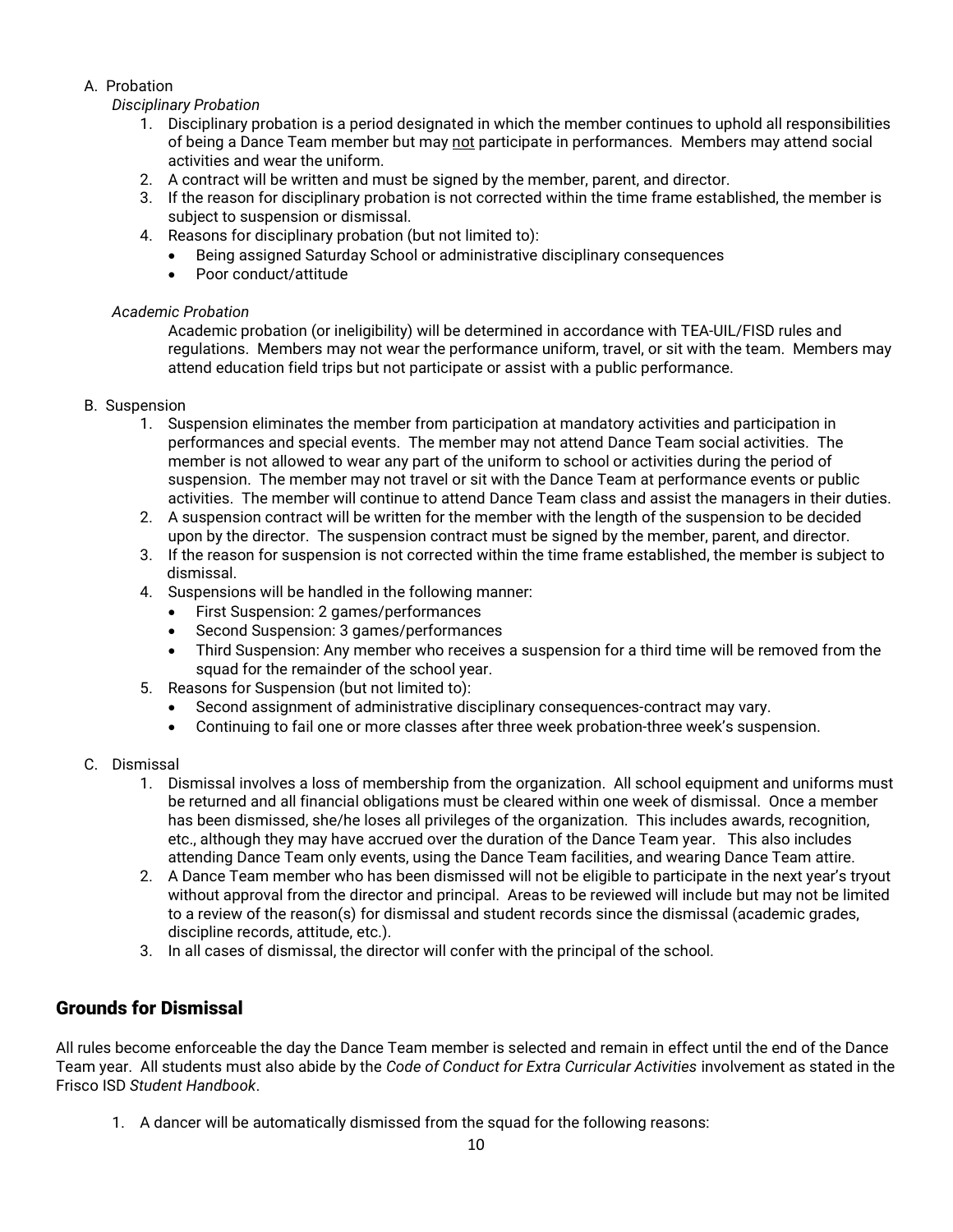A. Probation

*Disciplinary Probation*

1. Disciplinary probation is a period designated in which the member continues to uphold all responsibilities of being a Dance Team member but may <u>not</u> participate in performances. Members may attend social activities and wear the uniform.
2. A contract will be written and must be signed by the member, parent, and director.
3. If the reason for disciplinary probation is not corrected within the time frame established, the member is subject to suspension or dismissal.
4. Reasons for disciplinary probation (but not limited to):
   - Being assigned Saturday School or administrative disciplinary consequences
   - Poor conduct/attitude

*Academic Probation*

Academic probation (or ineligibility) will be determined in accordance with TEA-UIL/FISD rules and regulations. Members may not wear the performance uniform, travel, or sit with the team. Members may attend education field trips but not participate or assist with a public performance.

B. Suspension

1. Suspension eliminates the member from participation at mandatory activities and participation in performances and special events. The member may not attend Dance Team social activities. The member is not allowed to wear any part of the uniform to school or activities during the period of suspension. The member may not travel or sit with the Dance Team at performance events or public activities. The member will continue to attend Dance Team class and assist the managers in their duties.
2. A suspension contract will be written for the member with the length of the suspension to be decided upon by the director. The suspension contract must be signed by the member, parent, and director.
3. If the reason for suspension is not corrected within the time frame established, the member is subject to dismissal.
4. Suspensions will be handled in the following manner:
   - First Suspension: 2 games/performances
   - Second Suspension: 3 games/performances
   - Third Suspension: Any member who receives a suspension for a third time will be removed from the squad for the remainder of the school year.
5. Reasons for Suspension (but not limited to):
   - Second assignment of administrative disciplinary consequences-contract may vary.
   - Continuing to fail one or more classes after three week probation-three week's suspension.

C. Dismissal

1. Dismissal involves a loss of membership from the organization. All school equipment and uniforms must be returned and all financial obligations must be cleared within one week of dismissal. Once a member has been dismissed, she/he loses all privileges of the organization. This includes awards, recognition, etc., although they may have accrued over the duration of the Dance Team year. This also includes attending Dance Team only events, using the Dance Team facilities, and wearing Dance Team attire.
2. A Dance Team member who has been dismissed will not be eligible to participate in the next year's tryout without approval from the director and principal. Areas to be reviewed will include but may not be limited to a review of the reason(s) for dismissal and student records since the dismissal (academic grades, discipline records, attitude, etc.).
3. In all cases of dismissal, the director will confer with the principal of the school.

## Grounds for Dismissal

All rules become enforceable the day the Dance Team member is selected and remain in effect until the end of the Dance Team year. All students must also abide by the *Code of Conduct for Extra Curricular Activities* involvement as stated in the Frisco ISD *Student Handbook*.

1. A dancer will be automatically dismissed from the squad for the following reasons: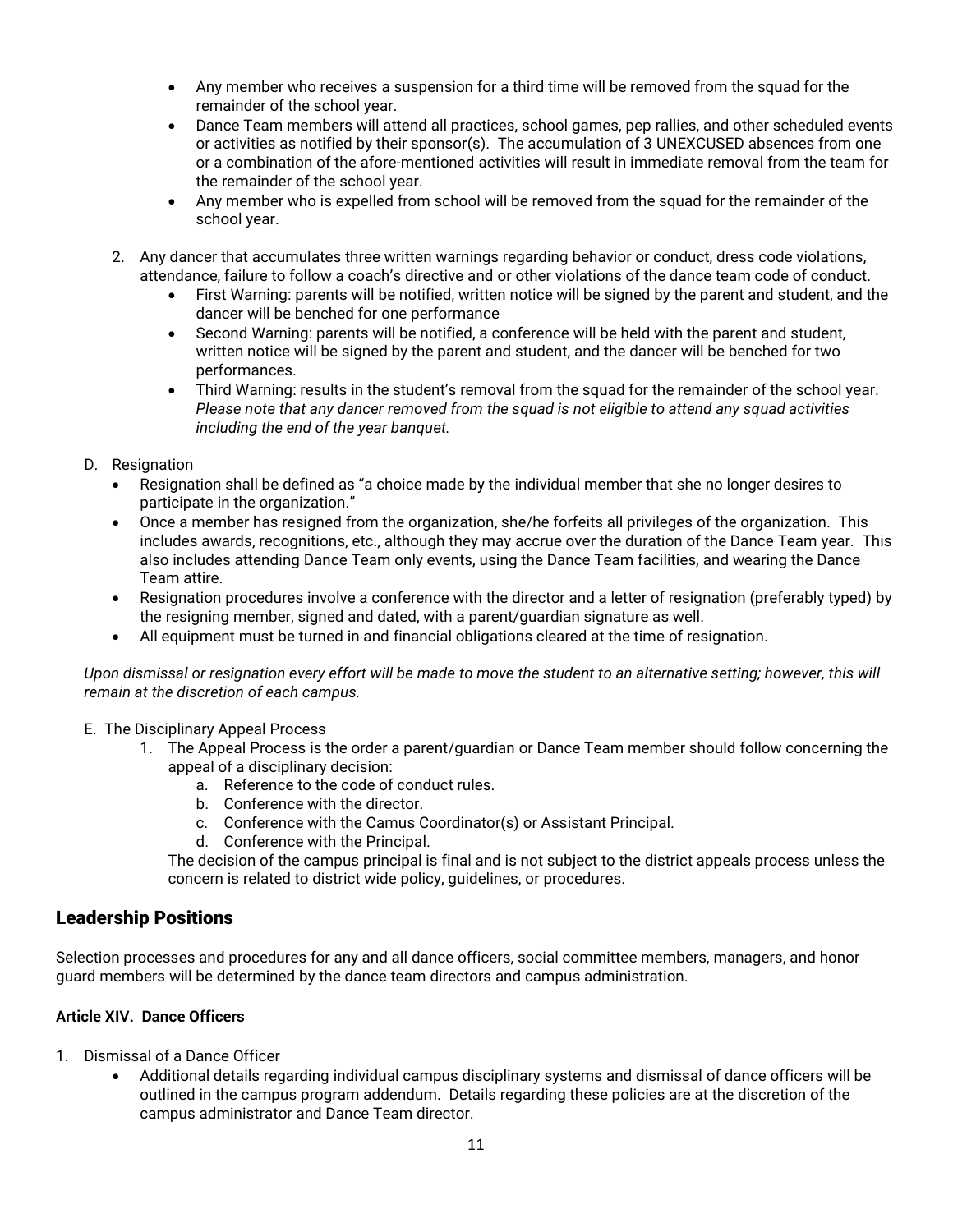- Any member who receives a suspension for a third time will be removed from the squad for the remainder of the school year.
- Dance Team members will attend all practices, school games, pep rallies, and other scheduled events or activities as notified by their sponsor(s). The accumulation of 3 UNEXCUSED absences from one or a combination of the afore-mentioned activities will result in immediate removal from the team for the remainder of the school year.
- Any member who is expelled from school will be removed from the squad for the remainder of the school year.

2. Any dancer that accumulates three written warnings regarding behavior or conduct, dress code violations, attendance, failure to follow a coach's directive and or other violations of the dance team code of conduct.
    - First Warning: parents will be notified, written notice will be signed by the parent and student, and the dancer will be benched for one performance
    - Second Warning: parents will be notified, a conference will be held with the parent and student, written notice will be signed by the parent and student, and the dancer will be benched for two performances.
    - Third Warning: results in the student's removal from the squad for the remainder of the school year. *Please note that any dancer removed from the squad is not eligible to attend any squad activities including the end of the year banquet.*

D. Resignation

- Resignation shall be defined as "a choice made by the individual member that she no longer desires to participate in the organization."
- Once a member has resigned from the organization, she/he forfeits all privileges of the organization. This includes awards, recognitions, etc., although they may accrue over the duration of the Dance Team year. This also includes attending Dance Team only events, using the Dance Team facilities, and wearing the Dance Team attire.
- Resignation procedures involve a conference with the director and a letter of resignation (preferably typed) by the resigning member, signed and dated, with a parent/guardian signature as well.
- All equipment must be turned in and financial obligations cleared at the time of resignation.

*Upon dismissal or resignation every effort will be made to move the student to an alternative setting; however, this will remain at the discretion of each campus.*

E. The Disciplinary Appeal Process

1. The Appeal Process is the order a parent/guardian or Dance Team member should follow concerning the appeal of a disciplinary decision:
    a. Reference to the code of conduct rules.
    b. Conference with the director.
    c. Conference with the Camus Coordinator(s) or Assistant Principal.
    d. Conference with the Principal.

    The decision of the campus principal is final and is not subject to the district appeals process unless the concern is related to district wide policy, guidelines, or procedures.

## Leadership Positions

Selection processes and procedures for any and all dance officers, social committee members, managers, and honor guard members will be determined by the dance team directors and campus administration.

**Article XIV. Dance Officers**

1. Dismissal of a Dance Officer
    - Additional details regarding individual campus disciplinary systems and dismissal of dance officers will be outlined in the campus program addendum. Details regarding these policies are at the discretion of the campus administrator and Dance Team director.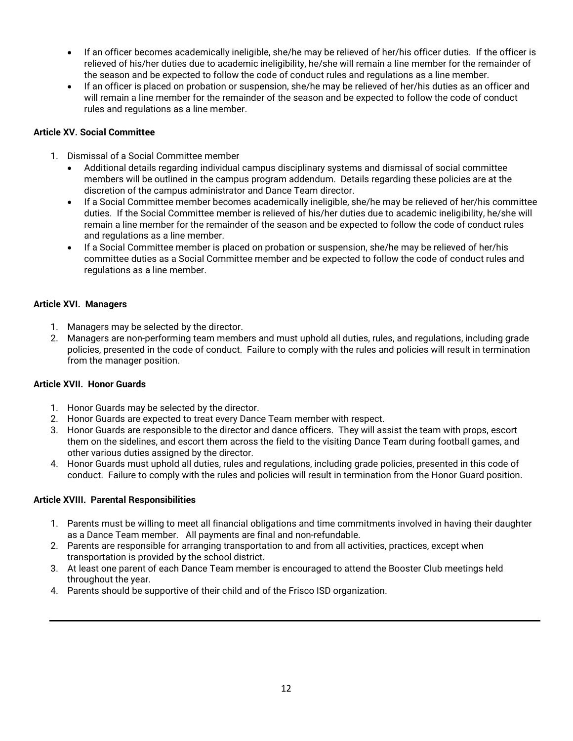- If an officer becomes academically ineligible, she/he may be relieved of her/his officer duties. If the officer is relieved of his/her duties due to academic ineligibility, he/she will remain a line member for the remainder of the season and be expected to follow the code of conduct rules and regulations as a line member.
- If an officer is placed on probation or suspension, she/he may be relieved of her/his duties as an officer and will remain a line member for the remainder of the season and be expected to follow the code of conduct rules and regulations as a line member.

**Article XV. Social Committee**

1. Dismissal of a Social Committee member
   - Additional details regarding individual campus disciplinary systems and dismissal of social committee members will be outlined in the campus program addendum. Details regarding these policies are at the discretion of the campus administrator and Dance Team director.
   - If a Social Committee member becomes academically ineligible, she/he may be relieved of her/his committee duties. If the Social Committee member is relieved of his/her duties due to academic ineligibility, he/she will remain a line member for the remainder of the season and be expected to follow the code of conduct rules and regulations as a line member.
   - If a Social Committee member is placed on probation or suspension, she/he may be relieved of her/his committee duties as a Social Committee member and be expected to follow the code of conduct rules and regulations as a line member.

**Article XVI. Managers**

1. Managers may be selected by the director.
2. Managers are non-performing team members and must uphold all duties, rules, and regulations, including grade policies, presented in the code of conduct. Failure to comply with the rules and policies will result in termination from the manager position.

**Article XVII. Honor Guards**

1. Honor Guards may be selected by the director.
2. Honor Guards are expected to treat every Dance Team member with respect.
3. Honor Guards are responsible to the director and dance officers. They will assist the team with props, escort them on the sidelines, and escort them across the field to the visiting Dance Team during football games, and other various duties assigned by the director.
4. Honor Guards must uphold all duties, rules and regulations, including grade policies, presented in this code of conduct. Failure to comply with the rules and policies will result in termination from the Honor Guard position.

**Article XVIII. Parental Responsibilities**

1. Parents must be willing to meet all financial obligations and time commitments involved in having their daughter as a Dance Team member. All payments are final and non-refundable.
2. Parents are responsible for arranging transportation to and from all activities, practices, except when transportation is provided by the school district.
3. At least one parent of each Dance Team member is encouraged to attend the Booster Club meetings held throughout the year.
4. Parents should be supportive of their child and of the Frisco ISD organization.